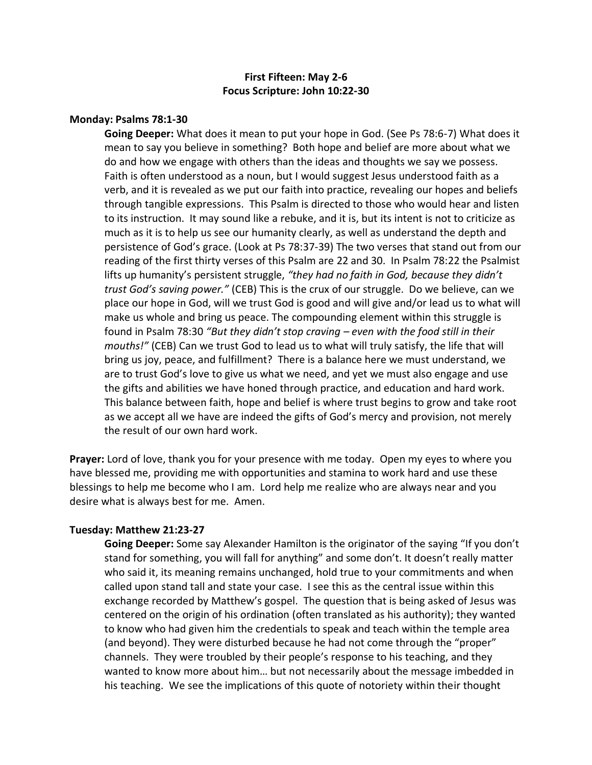**First Fifteen: May 2-6**
**Focus Scripture: John 10:22-30**

**Monday: Psalms 78:1-30**

**Going Deeper:** What does it mean to put your hope in God. (See Ps 78:6-7) What does it mean to say you believe in something? Both hope and belief are more about what we do and how we engage with others than the ideas and thoughts we say we possess. Faith is often understood as a noun, but I would suggest Jesus understood faith as a verb, and it is revealed as we put our faith into practice, revealing our hopes and beliefs through tangible expressions. This Psalm is directed to those who would hear and listen to its instruction. It may sound like a rebuke, and it is, but its intent is not to criticize as much as it is to help us see our humanity clearly, as well as understand the depth and persistence of God's grace. (Look at Ps 78:37-39) The two verses that stand out from our reading of the first thirty verses of this Psalm are 22 and 30. In Psalm 78:22 the Psalmist lifts up humanity's persistent struggle, *"they had no faith in God, because they didn't trust God's saving power."* (CEB) This is the crux of our struggle. Do we believe, can we place our hope in God, will we trust God is good and will give and/or lead us to what will make us whole and bring us peace. The compounding element within this struggle is found in Psalm 78:30 *"But they didn't stop craving – even with the food still in their mouths!"* (CEB) Can we trust God to lead us to what will truly satisfy, the life that will bring us joy, peace, and fulfillment? There is a balance here we must understand, we are to trust God's love to give us what we need, and yet we must also engage and use the gifts and abilities we have honed through practice, and education and hard work. This balance between faith, hope and belief is where trust begins to grow and take root as we accept all we have are indeed the gifts of God's mercy and provision, not merely the result of our own hard work.

**Prayer:** Lord of love, thank you for your presence with me today. Open my eyes to where you have blessed me, providing me with opportunities and stamina to work hard and use these blessings to help me become who I am. Lord help me realize who are always near and you desire what is always best for me. Amen.

**Tuesday: Matthew 21:23-27**

**Going Deeper:** Some say Alexander Hamilton is the originator of the saying "If you don't stand for something, you will fall for anything" and some don't. It doesn't really matter who said it, its meaning remains unchanged, hold true to your commitments and when called upon stand tall and state your case. I see this as the central issue within this exchange recorded by Matthew's gospel. The question that is being asked of Jesus was centered on the origin of his ordination (often translated as his authority); they wanted to know who had given him the credentials to speak and teach within the temple area (and beyond). They were disturbed because he had not come through the "proper" channels. They were troubled by their people's response to his teaching, and they wanted to know more about him… but not necessarily about the message imbedded in his teaching. We see the implications of this quote of notoriety within their thought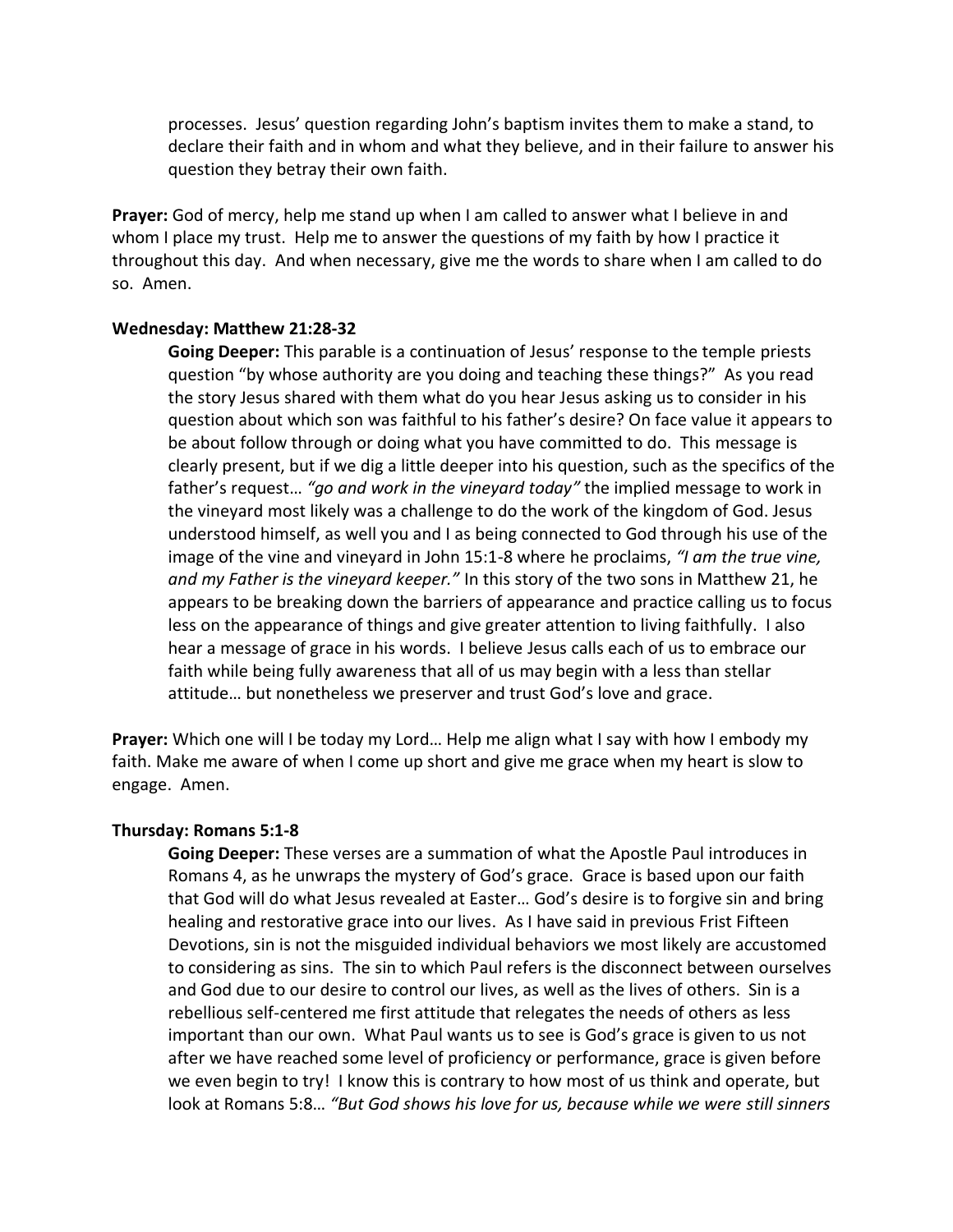processes. Jesus' question regarding John's baptism invites them to make a stand, to declare their faith and in whom and what they believe, and in their failure to answer his question they betray their own faith.

**Prayer:** God of mercy, help me stand up when I am called to answer what I believe in and whom I place my trust. Help me to answer the questions of my faith by how I practice it throughout this day. And when necessary, give me the words to share when I am called to do so. Amen.

**Wednesday: Matthew 21:28-32**

**Going Deeper:** This parable is a continuation of Jesus' response to the temple priests question "by whose authority are you doing and teaching these things?" As you read the story Jesus shared with them what do you hear Jesus asking us to consider in his question about which son was faithful to his father's desire? On face value it appears to be about follow through or doing what you have committed to do. This message is clearly present, but if we dig a little deeper into his question, such as the specifics of the father's request… *"go and work in the vineyard today"* the implied message to work in the vineyard most likely was a challenge to do the work of the kingdom of God. Jesus understood himself, as well you and I as being connected to God through his use of the image of the vine and vineyard in John 15:1-8 where he proclaims, *"I am the true vine, and my Father is the vineyard keeper."* In this story of the two sons in Matthew 21, he appears to be breaking down the barriers of appearance and practice calling us to focus less on the appearance of things and give greater attention to living faithfully. I also hear a message of grace in his words. I believe Jesus calls each of us to embrace our faith while being fully awareness that all of us may begin with a less than stellar attitude… but nonetheless we preserver and trust God's love and grace.

**Prayer:** Which one will I be today my Lord… Help me align what I say with how I embody my faith. Make me aware of when I come up short and give me grace when my heart is slow to engage. Amen.

**Thursday: Romans 5:1-8**

**Going Deeper:** These verses are a summation of what the Apostle Paul introduces in Romans 4, as he unwraps the mystery of God's grace. Grace is based upon our faith that God will do what Jesus revealed at Easter… God's desire is to forgive sin and bring healing and restorative grace into our lives. As I have said in previous Frist Fifteen Devotions, sin is not the misguided individual behaviors we most likely are accustomed to considering as sins. The sin to which Paul refers is the disconnect between ourselves and God due to our desire to control our lives, as well as the lives of others. Sin is a rebellious self-centered me first attitude that relegates the needs of others as less important than our own. What Paul wants us to see is God's grace is given to us not after we have reached some level of proficiency or performance, grace is given before we even begin to try! I know this is contrary to how most of us think and operate, but look at Romans 5:8… *"But God shows his love for us, because while we were still sinners*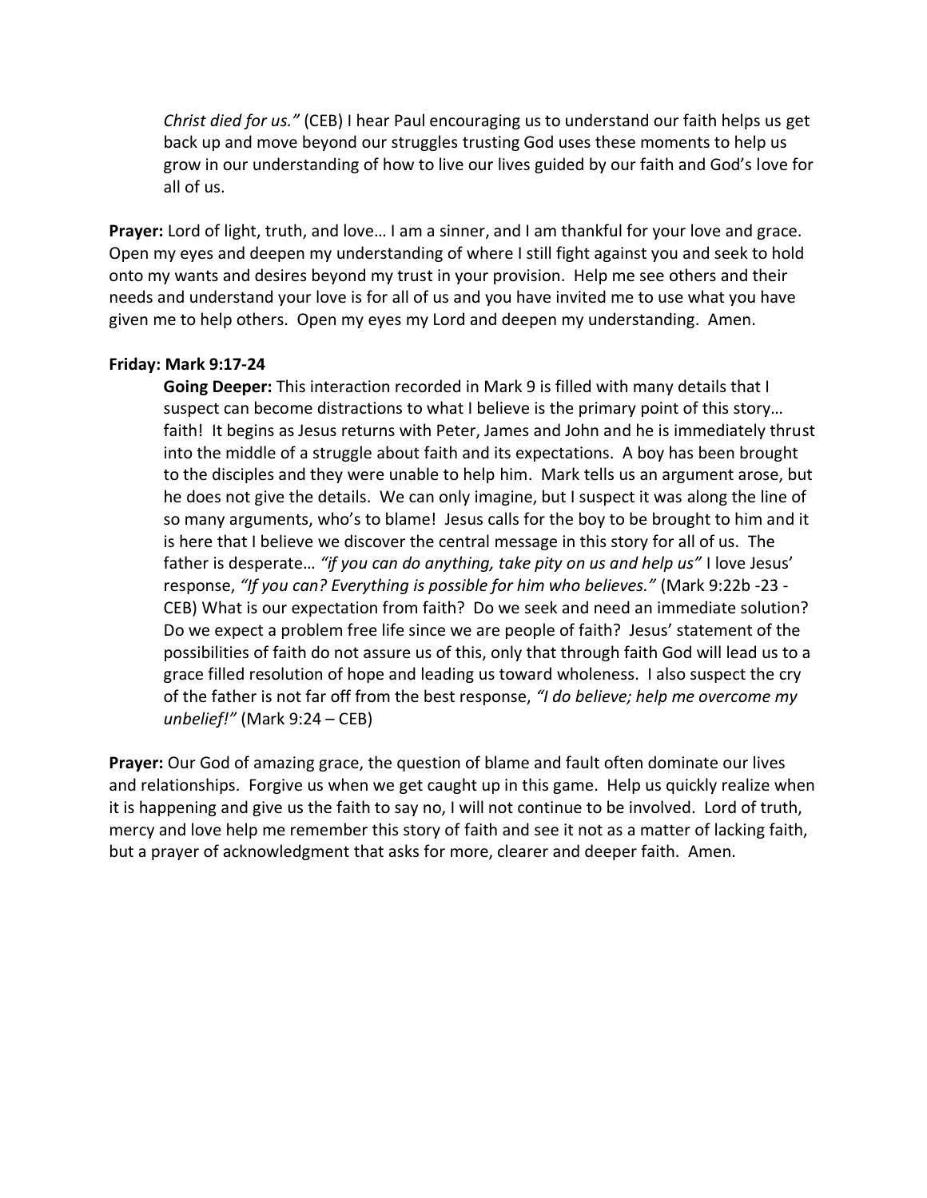*Christ died for us."* (CEB) I hear Paul encouraging us to understand our faith helps us get back up and move beyond our struggles trusting God uses these moments to help us grow in our understanding of how to live our lives guided by our faith and God's love for all of us.

**Prayer:** Lord of light, truth, and love… I am a sinner, and I am thankful for your love and grace. Open my eyes and deepen my understanding of where I still fight against you and seek to hold onto my wants and desires beyond my trust in your provision. Help me see others and their needs and understand your love is for all of us and you have invited me to use what you have given me to help others. Open my eyes my Lord and deepen my understanding. Amen.

**Friday: Mark 9:17-24**

**Going Deeper:** This interaction recorded in Mark 9 is filled with many details that I suspect can become distractions to what I believe is the primary point of this story… faith! It begins as Jesus returns with Peter, James and John and he is immediately thrust into the middle of a struggle about faith and its expectations. A boy has been brought to the disciples and they were unable to help him. Mark tells us an argument arose, but he does not give the details. We can only imagine, but I suspect it was along the line of so many arguments, who's to blame! Jesus calls for the boy to be brought to him and it is here that I believe we discover the central message in this story for all of us. The father is desperate… *"if you can do anything, take pity on us and help us"* I love Jesus' response, *"If you can? Everything is possible for him who believes."* (Mark 9:22b -23 - CEB) What is our expectation from faith? Do we seek and need an immediate solution? Do we expect a problem free life since we are people of faith? Jesus' statement of the possibilities of faith do not assure us of this, only that through faith God will lead us to a grace filled resolution of hope and leading us toward wholeness. I also suspect the cry of the father is not far off from the best response, *"I do believe; help me overcome my unbelief!"* (Mark 9:24 – CEB)

**Prayer:** Our God of amazing grace, the question of blame and fault often dominate our lives and relationships. Forgive us when we get caught up in this game. Help us quickly realize when it is happening and give us the faith to say no, I will not continue to be involved. Lord of truth, mercy and love help me remember this story of faith and see it not as a matter of lacking faith, but a prayer of acknowledgment that asks for more, clearer and deeper faith. Amen.